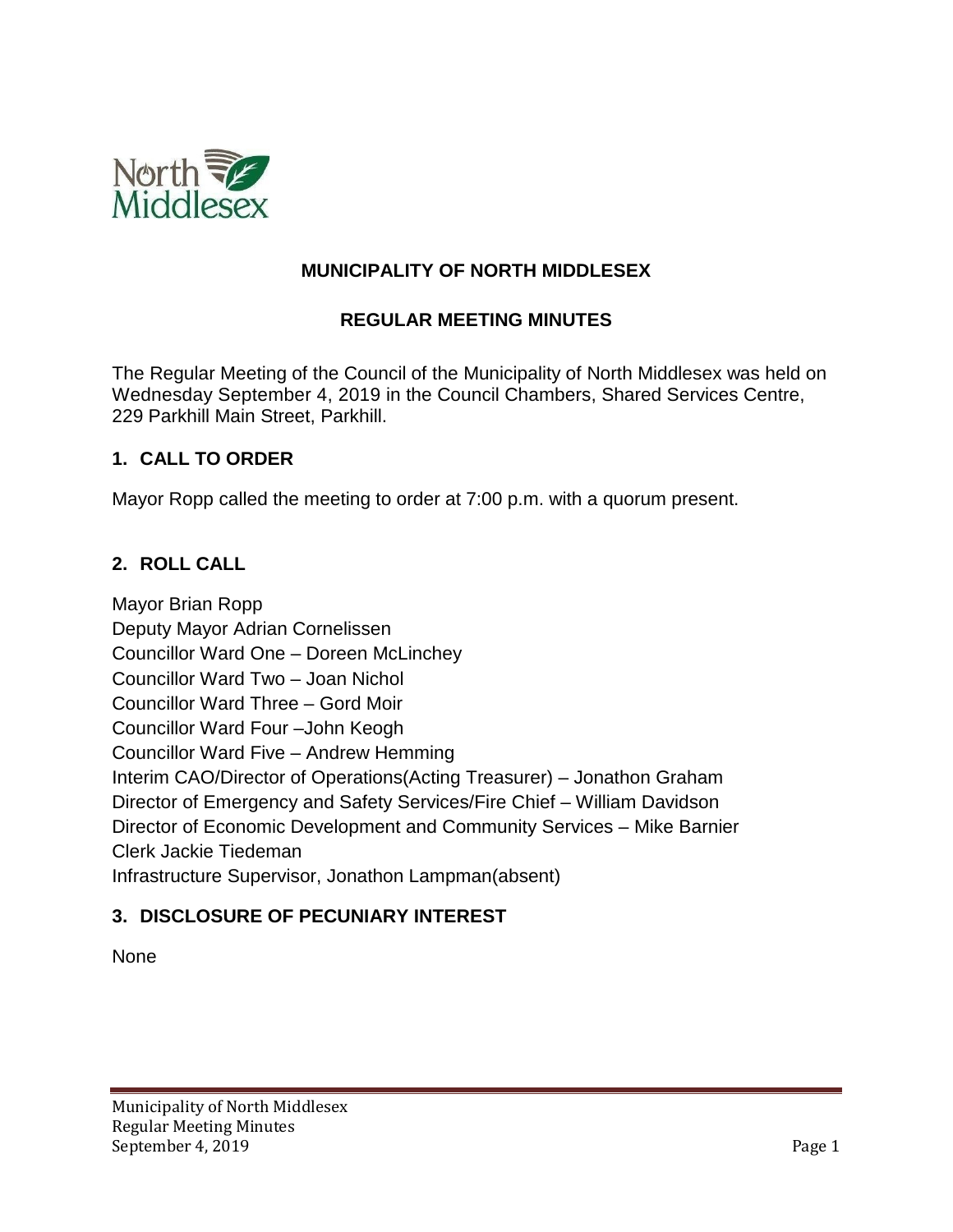# MUNICIPALITY OF NORTH MIDDLESEX

## REGULAR MEETING MINUTES

The Regular Meeting of the Council of the Municipality of North Middlesex was held on Wednesday September 4, 2019 in the Council Chambers, Shared Services Centre, 229 Parkhill Main Street, Parkhill.

### 1. CALL TO ORDER

Mayor Ropp called the meeting to order at 7:00 p.m. with a quorum present.

### 2. ROLL CALL

Mayor Brian Ropp
Deputy Mayor Adrian Cornelissen
Councillor Ward One – Doreen McLinchey
Councillor Ward Two – Joan Nichol
Councillor Ward Three – Gord Moir
Councillor Ward Four –John Keogh
Councillor Ward Five – Andrew Hemming
Interim CAO/Director of Operations(Acting Treasurer) – Jonathon Graham
Director of Emergency and Safety Services/Fire Chief – William Davidson
Director of Economic Development and Community Services – Mike Barnier
Clerk Jackie Tiedeman
Infrastructure Supervisor, Jonathon Lampman(absent)

### 3. DISCLOSURE OF PECUNIARY INTEREST

None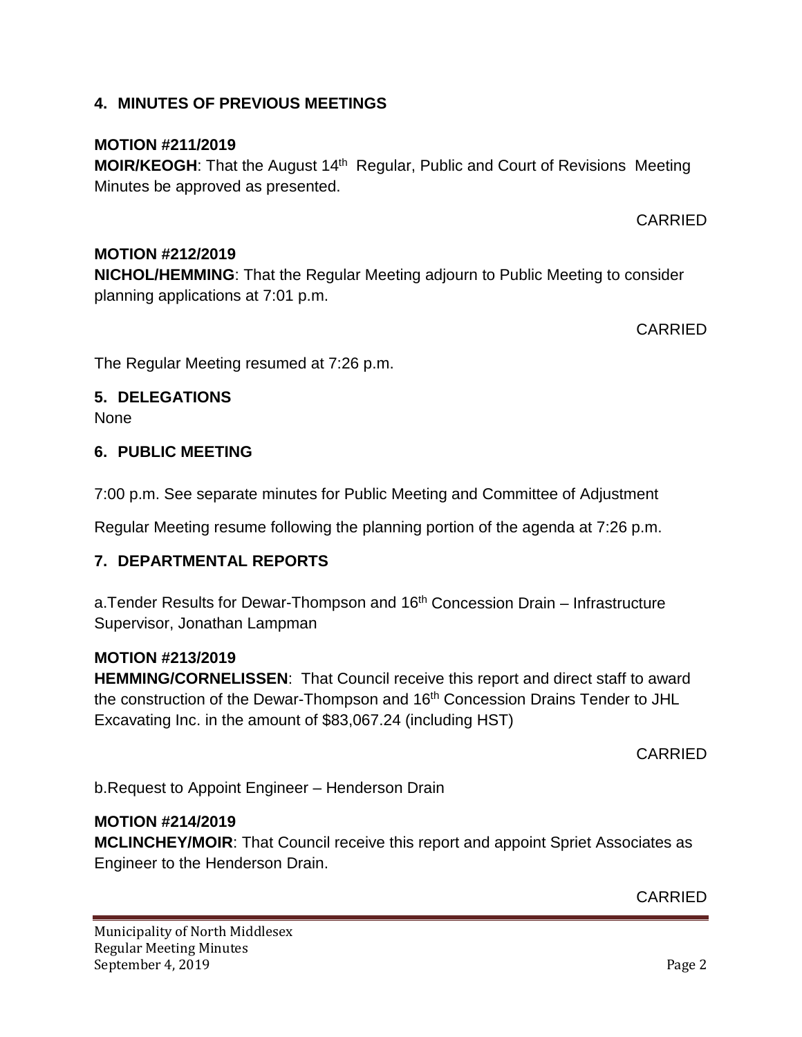## 4. MINUTES OF PREVIOUS MEETINGS

**MOTION #211/2019**
**MOIR/KEOGH**: That the August 14th Regular, Public and Court of Revisions Meeting Minutes be approved as presented.

CARRIED

**MOTION #212/2019**
**NICHOL/HEMMING**: That the Regular Meeting adjourn to Public Meeting to consider planning applications at 7:01 p.m.

CARRIED

The Regular Meeting resumed at 7:26 p.m.

## 5. DELEGATIONS

None

## 6. PUBLIC MEETING

7:00 p.m. See separate minutes for Public Meeting and Committee of Adjustment

Regular Meeting resume following the planning portion of the agenda at 7:26 p.m.

## 7. DEPARTMENTAL REPORTS

a.Tender Results for Dewar-Thompson and 16th Concession Drain – Infrastructure Supervisor, Jonathan Lampman

**MOTION #213/2019**
**HEMMING/CORNELISSEN**: That Council receive this report and direct staff to award the construction of the Dewar-Thompson and 16th Concession Drains Tender to JHL Excavating Inc. in the amount of $83,067.24 (including HST)

CARRIED

b.Request to Appoint Engineer – Henderson Drain

**MOTION #214/2019**
**MCLINCHEY/MOIR**: That Council receive this report and appoint Spriet Associates as Engineer to the Henderson Drain.

CARRIED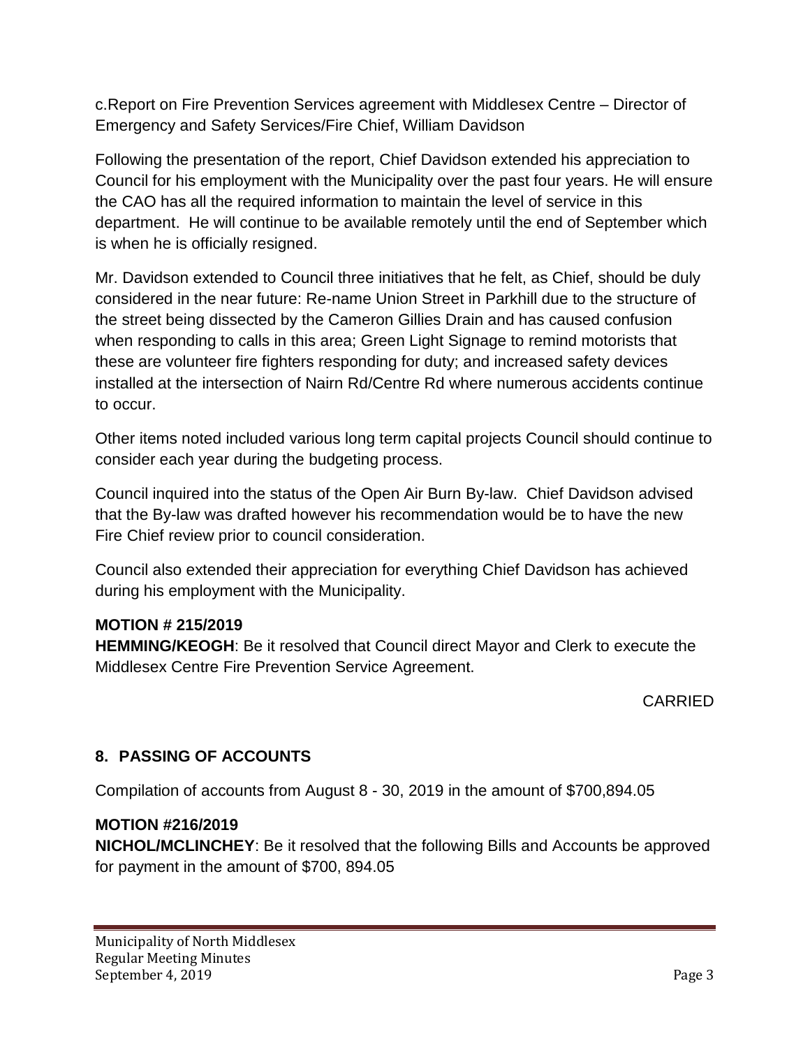c.Report on Fire Prevention Services agreement with Middlesex Centre – Director of Emergency and Safety Services/Fire Chief, William Davidson

Following the presentation of the report, Chief Davidson extended his appreciation to Council for his employment with the Municipality over the past four years. He will ensure the CAO has all the required information to maintain the level of service in this department. He will continue to be available remotely until the end of September which is when he is officially resigned.

Mr. Davidson extended to Council three initiatives that he felt, as Chief, should be duly considered in the near future: Re-name Union Street in Parkhill due to the structure of the street being dissected by the Cameron Gillies Drain and has caused confusion when responding to calls in this area; Green Light Signage to remind motorists that these are volunteer fire fighters responding for duty; and increased safety devices installed at the intersection of Nairn Rd/Centre Rd where numerous accidents continue to occur.

Other items noted included various long term capital projects Council should continue to consider each year during the budgeting process.

Council inquired into the status of the Open Air Burn By-law. Chief Davidson advised that the By-law was drafted however his recommendation would be to have the new Fire Chief review prior to council consideration.

Council also extended their appreciation for everything Chief Davidson has achieved during his employment with the Municipality.

**MOTION # 215/2019**
**HEMMING/KEOGH**: Be it resolved that Council direct Mayor and Clerk to execute the Middlesex Centre Fire Prevention Service Agreement.

CARRIED

## 8. PASSING OF ACCOUNTS

Compilation of accounts from August 8 - 30, 2019 in the amount of $700,894.05

**MOTION #216/2019**
**NICHOL/MCLINCHEY**: Be it resolved that the following Bills and Accounts be approved for payment in the amount of $700, 894.05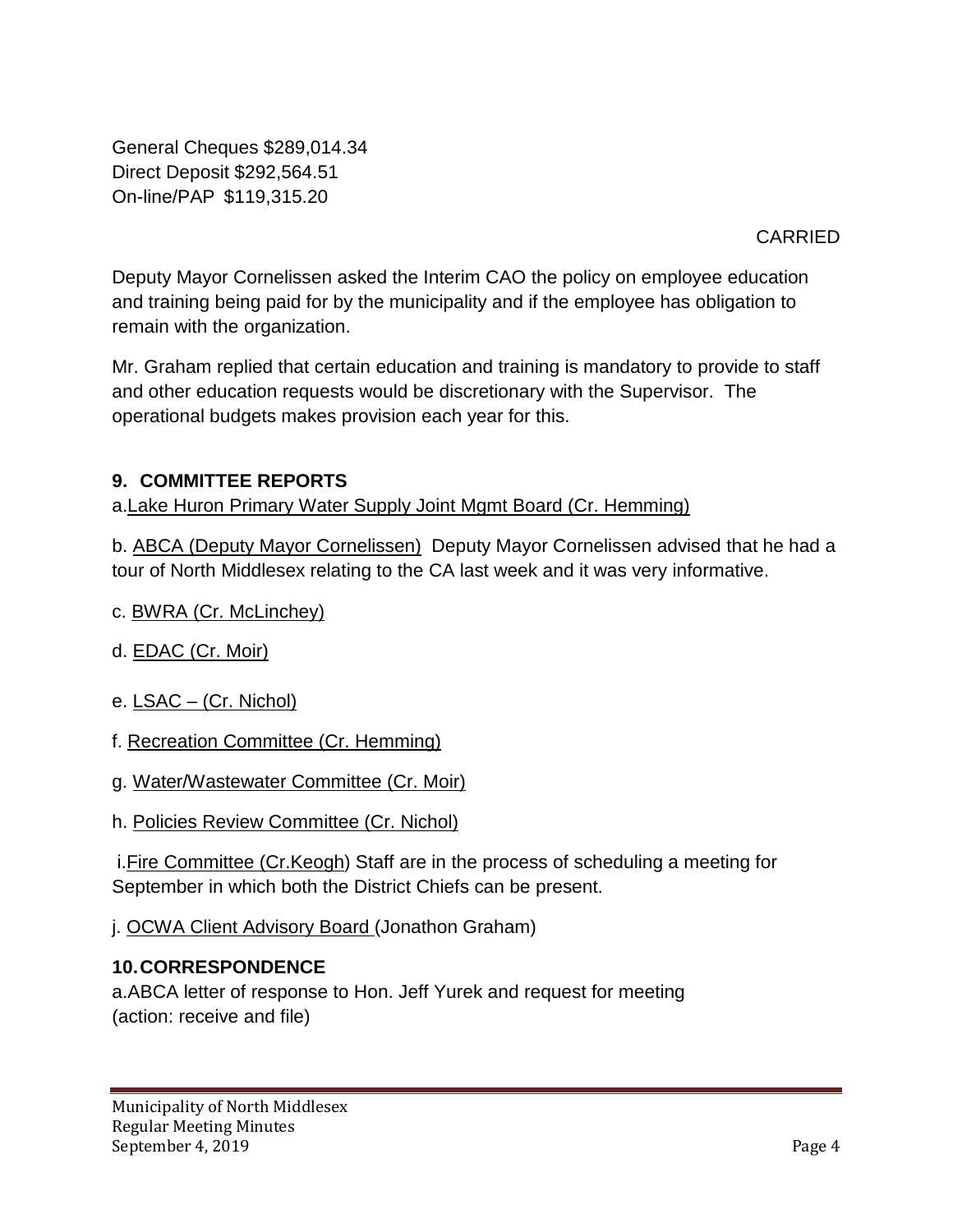General Cheques $289,014.34
Direct Deposit $292,564.51
On-line/PAP $119,315.20

CARRIED

Deputy Mayor Cornelissen asked the Interim CAO the policy on employee education and training being paid for by the municipality and if the employee has obligation to remain with the organization.

Mr. Graham replied that certain education and training is mandatory to provide to staff and other education requests would be discretionary with the Supervisor. The operational budgets makes provision each year for this.

## 9. COMMITTEE REPORTS

a. Lake Huron Primary Water Supply Joint Mgmt Board (Cr. Hemming)

b. ABCA (Deputy Mayor Cornelissen) Deputy Mayor Cornelissen advised that he had a tour of North Middlesex relating to the CA last week and it was very informative.

c. BWRA (Cr. McLinchey)

d. EDAC (Cr. Moir)

e. LSAC – (Cr. Nichol)

f. Recreation Committee (Cr. Hemming)

g. Water/Wastewater Committee (Cr. Moir)

h. Policies Review Committee (Cr. Nichol)

i. Fire Committee (Cr.Keogh) Staff are in the process of scheduling a meeting for September in which both the District Chiefs can be present.

j. OCWA Client Advisory Board (Jonathon Graham)

## 10. CORRESPONDENCE

a. ABCA letter of response to Hon. Jeff Yurek and request for meeting
(action: receive and file)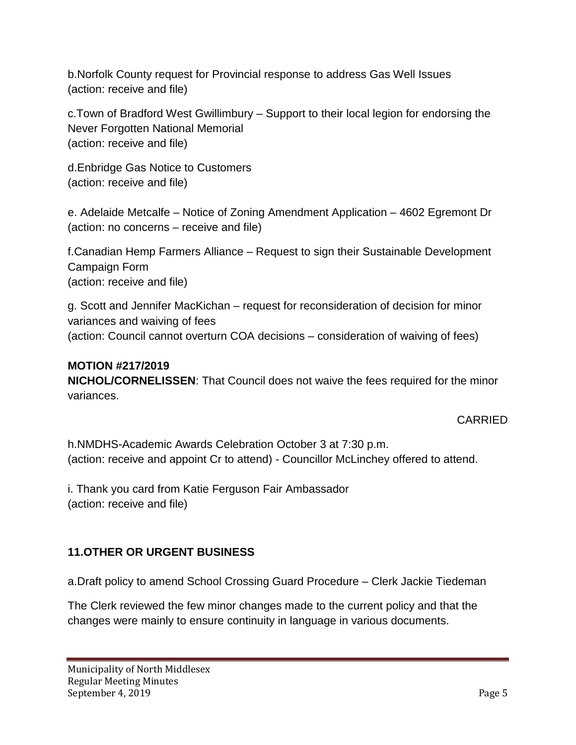b.Norfolk County request for Provincial response to address Gas Well Issues
(action: receive and file)

c.Town of Bradford West Gwillimbury – Support to their local legion for endorsing the Never Forgotten National Memorial
(action: receive and file)

d.Enbridge Gas Notice to Customers
(action: receive and file)

e. Adelaide Metcalfe – Notice of Zoning Amendment Application – 4602 Egremont Dr
(action: no concerns – receive and file)

f.Canadian Hemp Farmers Alliance – Request to sign their Sustainable Development Campaign Form
(action: receive and file)

g. Scott and Jennifer MacKichan – request for reconsideration of decision for minor variances and waiving of fees
(action: Council cannot overturn COA decisions – consideration of waiving of fees)

**MOTION #217/2019**
**NICHOL/CORNELISSEN**: That Council does not waive the fees required for the minor variances.

CARRIED

h.NMDHS-Academic Awards Celebration October 3 at 7:30 p.m.
(action: receive and appoint Cr to attend) - Councillor McLinchey offered to attend.

i. Thank you card from Katie Ferguson Fair Ambassador
(action: receive and file)

## 11.OTHER OR URGENT BUSINESS

a.Draft policy to amend School Crossing Guard Procedure – Clerk Jackie Tiedeman

The Clerk reviewed the few minor changes made to the current policy and that the changes were mainly to ensure continuity in language in various documents.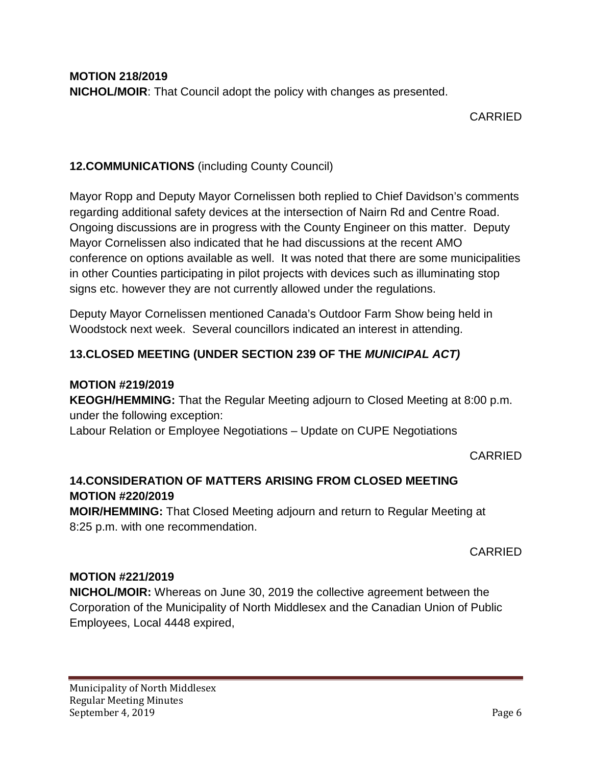**MOTION 218/2019**
**NICHOL/MOIR**: That Council adopt the policy with changes as presented.

CARRIED

## 12.COMMUNICATIONS (including County Council)

Mayor Ropp and Deputy Mayor Cornelissen both replied to Chief Davidson's comments regarding additional safety devices at the intersection of Nairn Rd and Centre Road. Ongoing discussions are in progress with the County Engineer on this matter. Deputy Mayor Cornelissen also indicated that he had discussions at the recent AMO conference on options available as well. It was noted that there are some municipalities in other Counties participating in pilot projects with devices such as illuminating stop signs etc. however they are not currently allowed under the regulations.

Deputy Mayor Cornelissen mentioned Canada's Outdoor Farm Show being held in Woodstock next week. Several councillors indicated an interest in attending.

## 13.CLOSED MEETING (UNDER SECTION 239 OF THE *MUNICIPAL ACT)*

**MOTION #219/2019**
**KEOGH/HEMMING:** That the Regular Meeting adjourn to Closed Meeting at 8:00 p.m. under the following exception:
Labour Relation or Employee Negotiations – Update on CUPE Negotiations

CARRIED

## 14.CONSIDERATION OF MATTERS ARISING FROM CLOSED MEETING

**MOTION #220/2019**
**MOIR/HEMMING:** That Closed Meeting adjourn and return to Regular Meeting at 8:25 p.m. with one recommendation.

CARRIED

**MOTION #221/2019**
**NICHOL/MOIR:** Whereas on June 30, 2019 the collective agreement between the Corporation of the Municipality of North Middlesex and the Canadian Union of Public Employees, Local 4448 expired,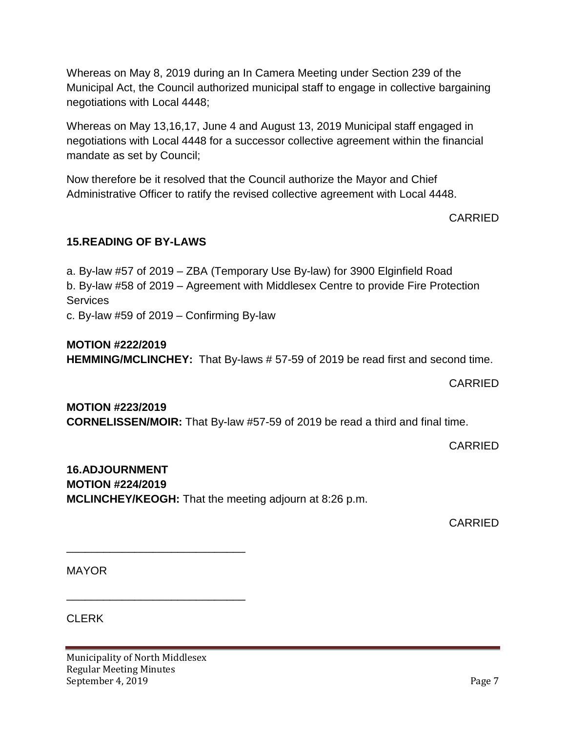Whereas on May 8, 2019 during an In Camera Meeting under Section 239 of the Municipal Act, the Council authorized municipal staff to engage in collective bargaining negotiations with Local 4448;

Whereas on May 13,16,17, June 4 and August 13, 2019 Municipal staff engaged in negotiations with Local 4448 for a successor collective agreement within the financial mandate as set by Council;

Now therefore be it resolved that the Council authorize the Mayor and Chief Administrative Officer to ratify the revised collective agreement with Local 4448.

CARRIED

## 15.READING OF BY-LAWS

a. By-law #57 of 2019 – ZBA (Temporary Use By-law) for 3900 Elginfield Road
b. By-law #58 of 2019 – Agreement with Middlesex Centre to provide Fire Protection Services
c. By-law #59 of 2019 – Confirming By-law

**MOTION #222/2019**
**HEMMING/MCLINCHEY:** That By-laws # 57-59 of 2019 be read first and second time.

CARRIED

**MOTION #223/2019**
**CORNELISSEN/MOIR:** That By-law #57-59 of 2019 be read a third and final time.

CARRIED

## 16.ADJOURNMENT

**MOTION #224/2019**
**MCLINCHEY/KEOGH:** That the meeting adjourn at 8:26 p.m.

CARRIED

______________________________

MAYOR

______________________________

CLERK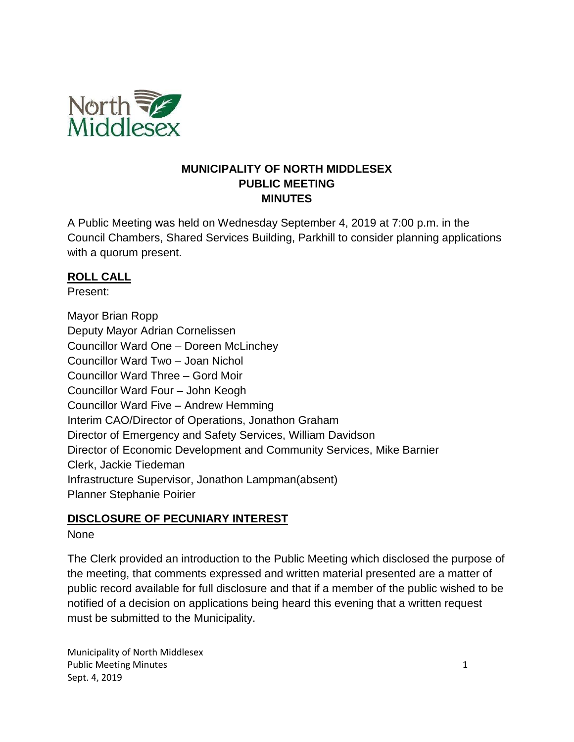# MUNICIPALITY OF NORTH MIDDLESEX
## PUBLIC MEETING
## MINUTES

A Public Meeting was held on Wednesday September 4, 2019 at 7:00 p.m. in the Council Chambers, Shared Services Building, Parkhill to consider planning applications with a quorum present.

**ROLL CALL**

Present:

Mayor Brian Ropp
Deputy Mayor Adrian Cornelissen
Councillor Ward One – Doreen McLinchey
Councillor Ward Two – Joan Nichol
Councillor Ward Three – Gord Moir
Councillor Ward Four – John Keogh
Councillor Ward Five – Andrew Hemming
Interim CAO/Director of Operations, Jonathon Graham
Director of Emergency and Safety Services, William Davidson
Director of Economic Development and Community Services, Mike Barnier
Clerk, Jackie Tiedeman
Infrastructure Supervisor, Jonathon Lampman(absent)
Planner Stephanie Poirier

**DISCLOSURE OF PECUNIARY INTEREST**

None

The Clerk provided an introduction to the Public Meeting which disclosed the purpose of the meeting, that comments expressed and written material presented are a matter of public record available for full disclosure and that if a member of the public wished to be notified of a decision on applications being heard this evening that a written request must be submitted to the Municipality.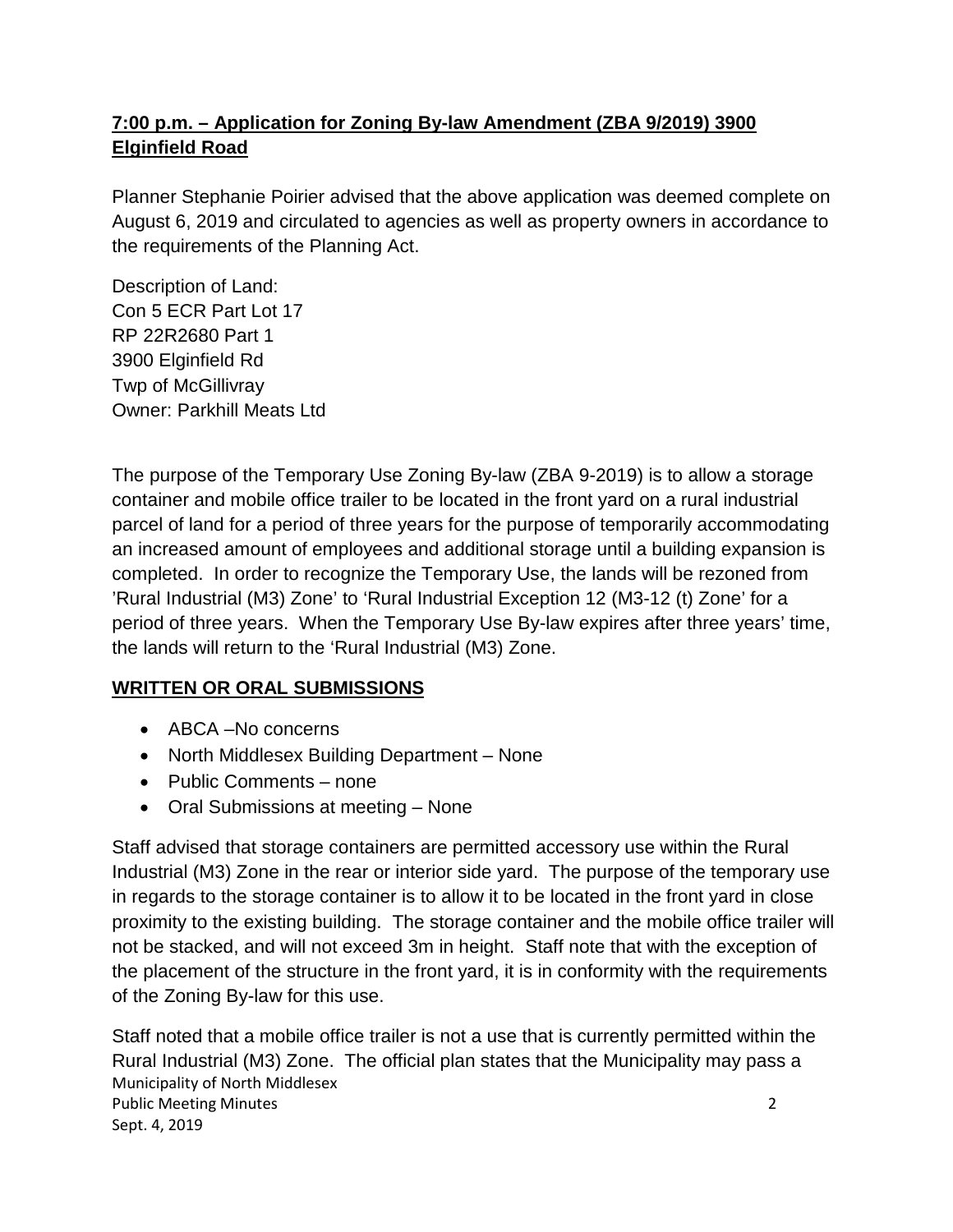**7:00 p.m. – Application for Zoning By-law Amendment (ZBA 9/2019) 3900 Elginfield Road**

Planner Stephanie Poirier advised that the above application was deemed complete on August 6, 2019 and circulated to agencies as well as property owners in accordance to the requirements of the Planning Act.

Description of Land:
Con 5 ECR Part Lot 17
RP 22R2680 Part 1
3900 Elginfield Rd
Twp of McGillivray
Owner: Parkhill Meats Ltd

The purpose of the Temporary Use Zoning By-law (ZBA 9-2019) is to allow a storage container and mobile office trailer to be located in the front yard on a rural industrial parcel of land for a period of three years for the purpose of temporarily accommodating an increased amount of employees and additional storage until a building expansion is completed. In order to recognize the Temporary Use, the lands will be rezoned from 'Rural Industrial (M3) Zone' to 'Rural Industrial Exception 12 (M3-12 (t) Zone' for a period of three years. When the Temporary Use By-law expires after three years' time, the lands will return to the 'Rural Industrial (M3) Zone.

**WRITTEN OR ORAL SUBMISSIONS**

- ABCA –No concerns
- North Middlesex Building Department – None
- Public Comments – none
- Oral Submissions at meeting – None

Staff advised that storage containers are permitted accessory use within the Rural Industrial (M3) Zone in the rear or interior side yard. The purpose of the temporary use in regards to the storage container is to allow it to be located in the front yard in close proximity to the existing building. The storage container and the mobile office trailer will not be stacked, and will not exceed 3m in height. Staff note that with the exception of the placement of the structure in the front yard, it is in conformity with the requirements of the Zoning By-law for this use.

Staff noted that a mobile office trailer is not a use that is currently permitted within the Rural Industrial (M3) Zone. The official plan states that the Municipality may pass a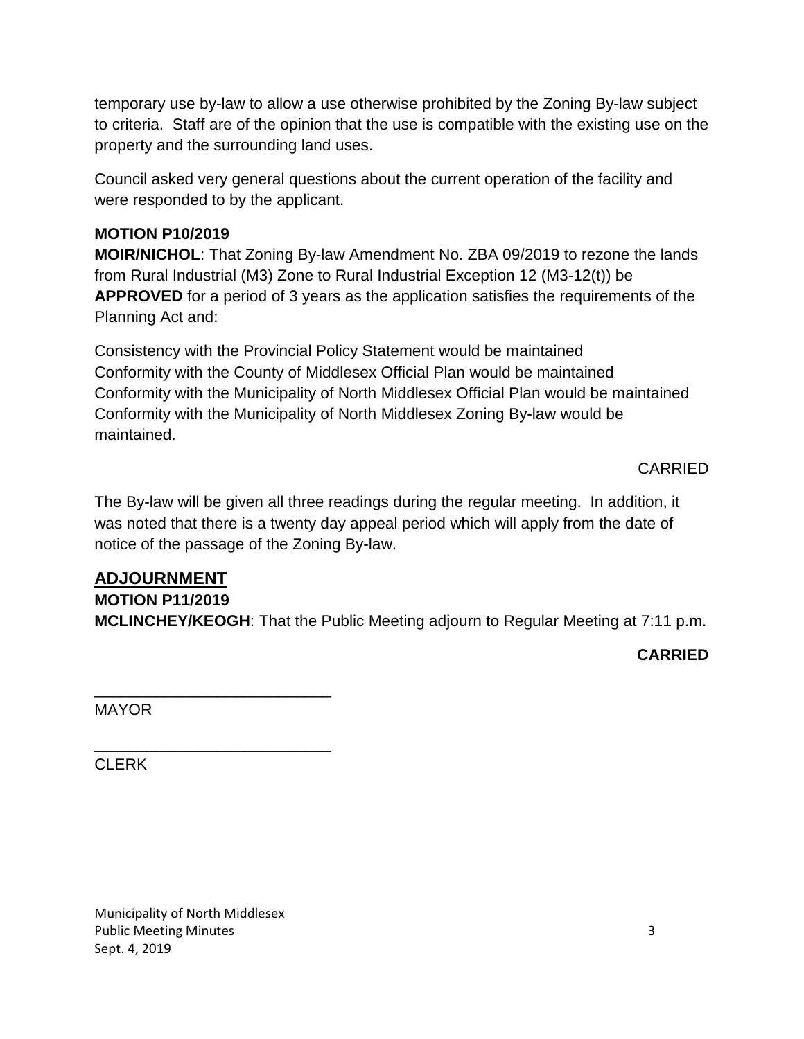temporary use by-law to allow a use otherwise prohibited by the Zoning By-law subject to criteria. Staff are of the opinion that the use is compatible with the existing use on the property and the surrounding land uses.

Council asked very general questions about the current operation of the facility and were responded to by the applicant.

**MOTION P10/2019**
**MOIR/NICHOL**: That Zoning By-law Amendment No. ZBA 09/2019 to rezone the lands from Rural Industrial (M3) Zone to Rural Industrial Exception 12 (M3-12(t)) be **APPROVED** for a period of 3 years as the application satisfies the requirements of the Planning Act and:

Consistency with the Provincial Policy Statement would be maintained
Conformity with the County of Middlesex Official Plan would be maintained
Conformity with the Municipality of North Middlesex Official Plan would be maintained
Conformity with the Municipality of North Middlesex Zoning By-law would be maintained.

CARRIED

The By-law will be given all three readings during the regular meeting. In addition, it was noted that there is a twenty day appeal period which will apply from the date of notice of the passage of the Zoning By-law.

## ADJOURNMENT

**MOTION P11/2019**
**MCLINCHEY/KEOGH**: That the Public Meeting adjourn to Regular Meeting at 7:11 p.m.

**CARRIED**

___________________________
MAYOR

___________________________
CLERK